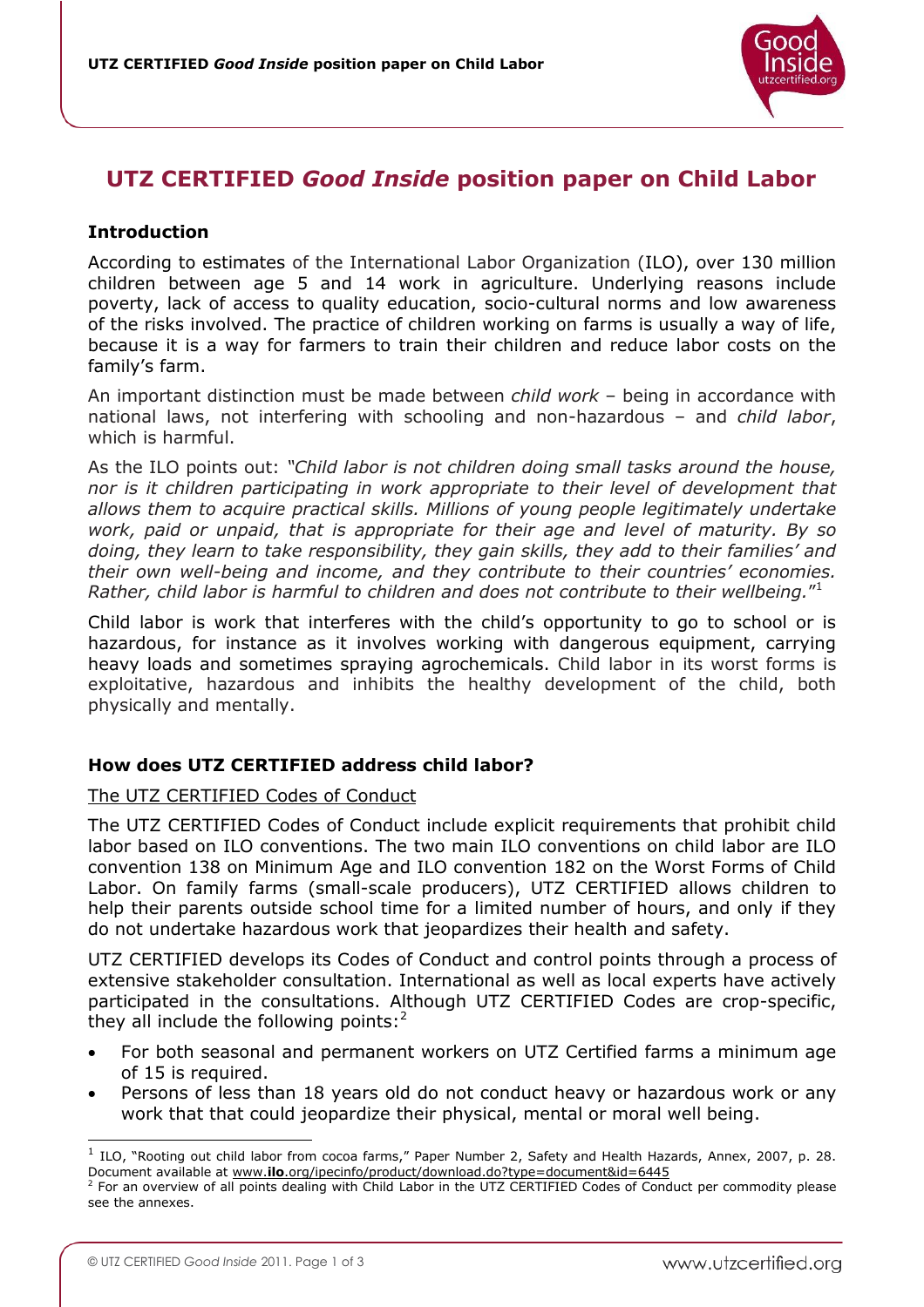# UTZ CERTIFIED *Good Inside* position paper on Child Labor

## Introduction

According to estimates of the International Labor Organization (ILO), over 130 million children between age 5 and 14 work in agriculture. Underlying reasons include poverty, lack of access to quality education, socio-cultural norms and low awareness of the risks involved. The practice of children working on farms is usually a way of life, because it is a way for farmers to train their children and reduce labor costs on the family's farm.

An important distinction must be made between *child work* – being in accordance with national laws, not interfering with schooling and non-hazardous – and *child labor*, which is harmful.

As the ILO points out: *"Child labor is not children doing small tasks around the house, nor is it children participating in work appropriate to their level of development that allows them to acquire practical skills. Millions of young people legitimately undertake work, paid or unpaid, that is appropriate for their age and level of maturity. By so doing, they learn to take responsibility, they gain skills, they add to their families' and their own well-being and income, and they contribute to their countries' economies. Rather, child labor is harmful to children and does not contribute to their wellbeing."*[1]

Child labor is work that interferes with the child's opportunity to go to school or is hazardous, for instance as it involves working with dangerous equipment, carrying heavy loads and sometimes spraying agrochemicals. Child labor in its worst forms is exploitative, hazardous and inhibits the healthy development of the child, both physically and mentally.

## How does UTZ CERTIFIED address child labor?

### The UTZ CERTIFIED Codes of Conduct

The UTZ CERTIFIED Codes of Conduct include explicit requirements that prohibit child labor based on ILO conventions. The two main ILO conventions on child labor are ILO convention 138 on Minimum Age and ILO convention 182 on the Worst Forms of Child Labor. On family farms (small-scale producers), UTZ CERTIFIED allows children to help their parents outside school time for a limited number of hours, and only if they do not undertake hazardous work that jeopardizes their health and safety.

UTZ CERTIFIED develops its Codes of Conduct and control points through a process of extensive stakeholder consultation. International as well as local experts have actively participated in the consultations. Although UTZ CERTIFIED Codes are crop-specific, they all include the following points:[2]

- For both seasonal and permanent workers on UTZ Certified farms a minimum age of 15 is required.
- Persons of less than 18 years old do not conduct heavy or hazardous work or any work that that could jeopardize their physical, mental or moral well being.

---

[1] ILO, "Rooting out child labor from cocoa farms," Paper Number 2, Safety and Health Hazards, Annex, 2007, p. 28. Document available at www.**ilo**.org/ipecinfo/product/download.do?type=document&id=6445

[2] For an overview of all points dealing with Child Labor in the UTZ CERTIFIED Codes of Conduct per commodity please see the annexes.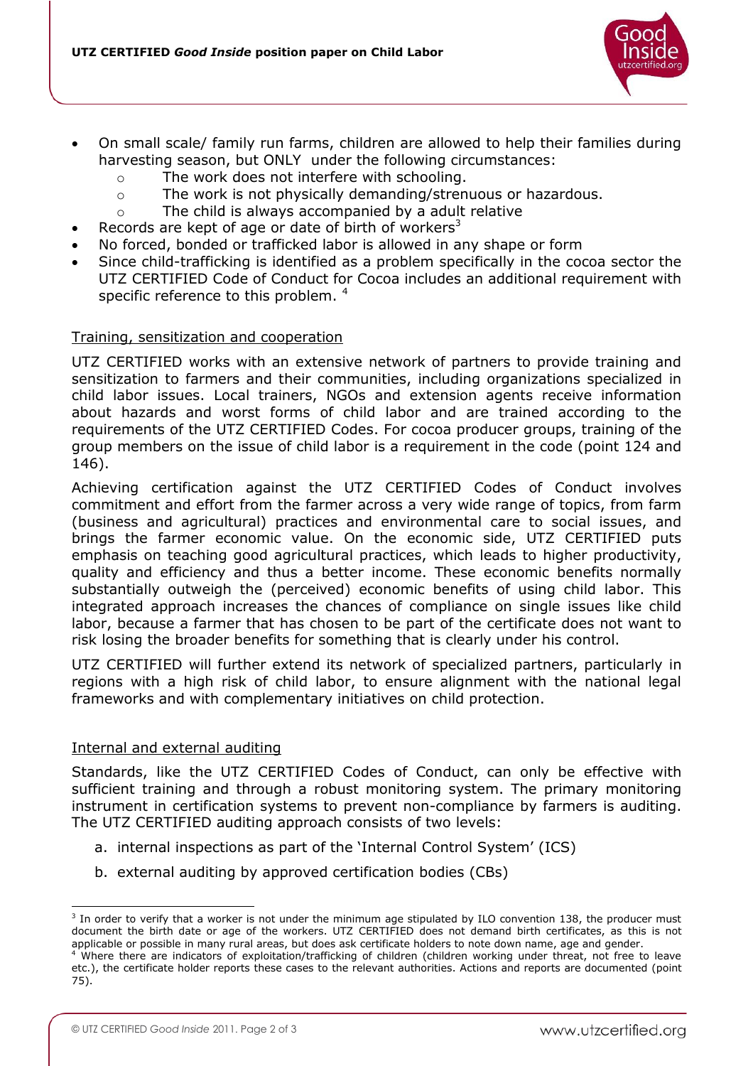- On small scale/ family run farms, children are allowed to help their families during harvesting season, but ONLY under the following circumstances:
  - The work does not interfere with schooling.
  - The work is not physically demanding/strenuous or hazardous.
  - The child is always accompanied by a adult relative
- Records are kept of age or date of birth of workers[3]
- No forced, bonded or trafficked labor is allowed in any shape or form
- Since child-trafficking is identified as a problem specifically in the cocoa sector the UTZ CERTIFIED Code of Conduct for Cocoa includes an additional requirement with specific reference to this problem. [4]

Training, sensitization and cooperation

UTZ CERTIFIED works with an extensive network of partners to provide training and sensitization to farmers and their communities, including organizations specialized in child labor issues. Local trainers, NGOs and extension agents receive information about hazards and worst forms of child labor and are trained according to the requirements of the UTZ CERTIFIED Codes. For cocoa producer groups, training of the group members on the issue of child labor is a requirement in the code (point 124 and 146).

Achieving certification against the UTZ CERTIFIED Codes of Conduct involves commitment and effort from the farmer across a very wide range of topics, from farm (business and agricultural) practices and environmental care to social issues, and brings the farmer economic value. On the economic side, UTZ CERTIFIED puts emphasis on teaching good agricultural practices, which leads to higher productivity, quality and efficiency and thus a better income. These economic benefits normally substantially outweigh the (perceived) economic benefits of using child labor. This integrated approach increases the chances of compliance on single issues like child labor, because a farmer that has chosen to be part of the certificate does not want to risk losing the broader benefits for something that is clearly under his control.

UTZ CERTIFIED will further extend its network of specialized partners, particularly in regions with a high risk of child labor, to ensure alignment with the national legal frameworks and with complementary initiatives on child protection.

Internal and external auditing

Standards, like the UTZ CERTIFIED Codes of Conduct, can only be effective with sufficient training and through a robust monitoring system. The primary monitoring instrument in certification systems to prevent non-compliance by farmers is auditing. The UTZ CERTIFIED auditing approach consists of two levels:

a. internal inspections as part of the 'Internal Control System' (ICS)
b. external auditing by approved certification bodies (CBs)

---

[3] In order to verify that a worker is not under the minimum age stipulated by ILO convention 138, the producer must document the birth date or age of the workers. UTZ CERTIFIED does not demand birth certificates, as this is not applicable or possible in many rural areas, but does ask certificate holders to note down name, age and gender.

[4] Where there are indicators of exploitation/trafficking of children (children working under threat, not free to leave etc.), the certificate holder reports these cases to the relevant authorities. Actions and reports are documented (point 75).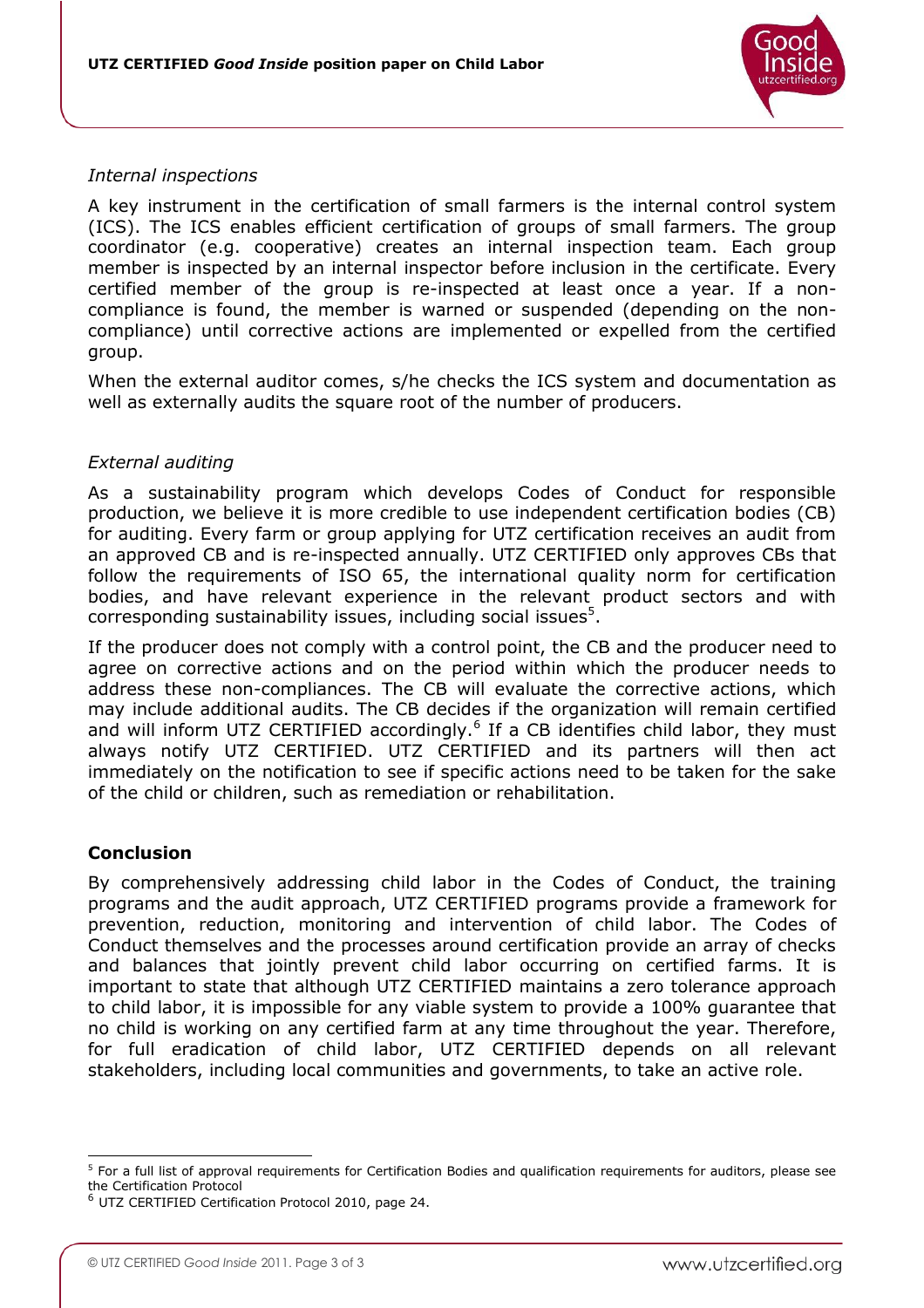*Internal inspections*

A key instrument in the certification of small farmers is the internal control system (ICS). The ICS enables efficient certification of groups of small farmers. The group coordinator (e.g. cooperative) creates an internal inspection team. Each group member is inspected by an internal inspector before inclusion in the certificate. Every certified member of the group is re-inspected at least once a year. If a non-compliance is found, the member is warned or suspended (depending on the non-compliance) until corrective actions are implemented or expelled from the certified group.

When the external auditor comes, s/he checks the ICS system and documentation as well as externally audits the square root of the number of producers.

*External auditing*

As a sustainability program which develops Codes of Conduct for responsible production, we believe it is more credible to use independent certification bodies (CB) for auditing. Every farm or group applying for UTZ certification receives an audit from an approved CB and is re-inspected annually. UTZ CERTIFIED only approves CBs that follow the requirements of ISO 65, the international quality norm for certification bodies, and have relevant experience in the relevant product sectors and with corresponding sustainability issues, including social issues[5].

If the producer does not comply with a control point, the CB and the producer need to agree on corrective actions and on the period within which the producer needs to address these non-compliances. The CB will evaluate the corrective actions, which may include additional audits. The CB decides if the organization will remain certified and will inform UTZ CERTIFIED accordingly.[6] If a CB identifies child labor, they must always notify UTZ CERTIFIED. UTZ CERTIFIED and its partners will then act immediately on the notification to see if specific actions need to be taken for the sake of the child or children, such as remediation or rehabilitation.

## Conclusion

By comprehensively addressing child labor in the Codes of Conduct, the training programs and the audit approach, UTZ CERTIFIED programs provide a framework for prevention, reduction, monitoring and intervention of child labor. The Codes of Conduct themselves and the processes around certification provide an array of checks and balances that jointly prevent child labor occurring on certified farms. It is important to state that although UTZ CERTIFIED maintains a zero tolerance approach to child labor, it is impossible for any viable system to provide a 100% guarantee that no child is working on any certified farm at any time throughout the year. Therefore, for full eradication of child labor, UTZ CERTIFIED depends on all relevant stakeholders, including local communities and governments, to take an active role.

---

[5] For a full list of approval requirements for Certification Bodies and qualification requirements for auditors, please see the Certification Protocol

[6] UTZ CERTIFIED Certification Protocol 2010, page 24.